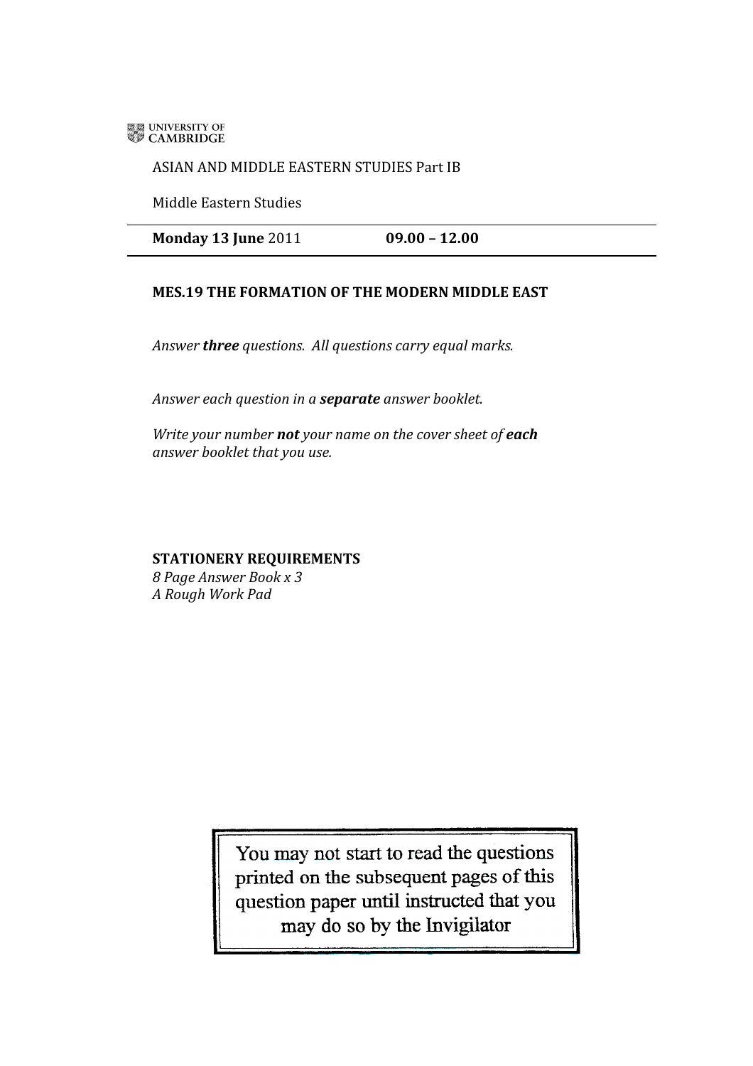UNIVERSITY OF CAMBRIDGE

ASIAN AND MIDDLE EASTERN STUDIES Part IB

Middle Eastern Studies

---

**Monday 13 June** 2011 **09.00 – 12.00**

---

**MES.19 THE FORMATION OF THE MODERN MIDDLE EAST**

*Answer **three** questions. All questions carry equal marks.*

*Answer each question in a **separate** answer booklet.*

*Write your number **not** your name on the cover sheet of **each** answer booklet that you use.*

**STATIONERY REQUIREMENTS**
*8 Page Answer Book x 3*
*A Rough Work Pad*

You may not start to read the questions printed on the subsequent pages of this question paper until instructed that you may do so by the Invigilator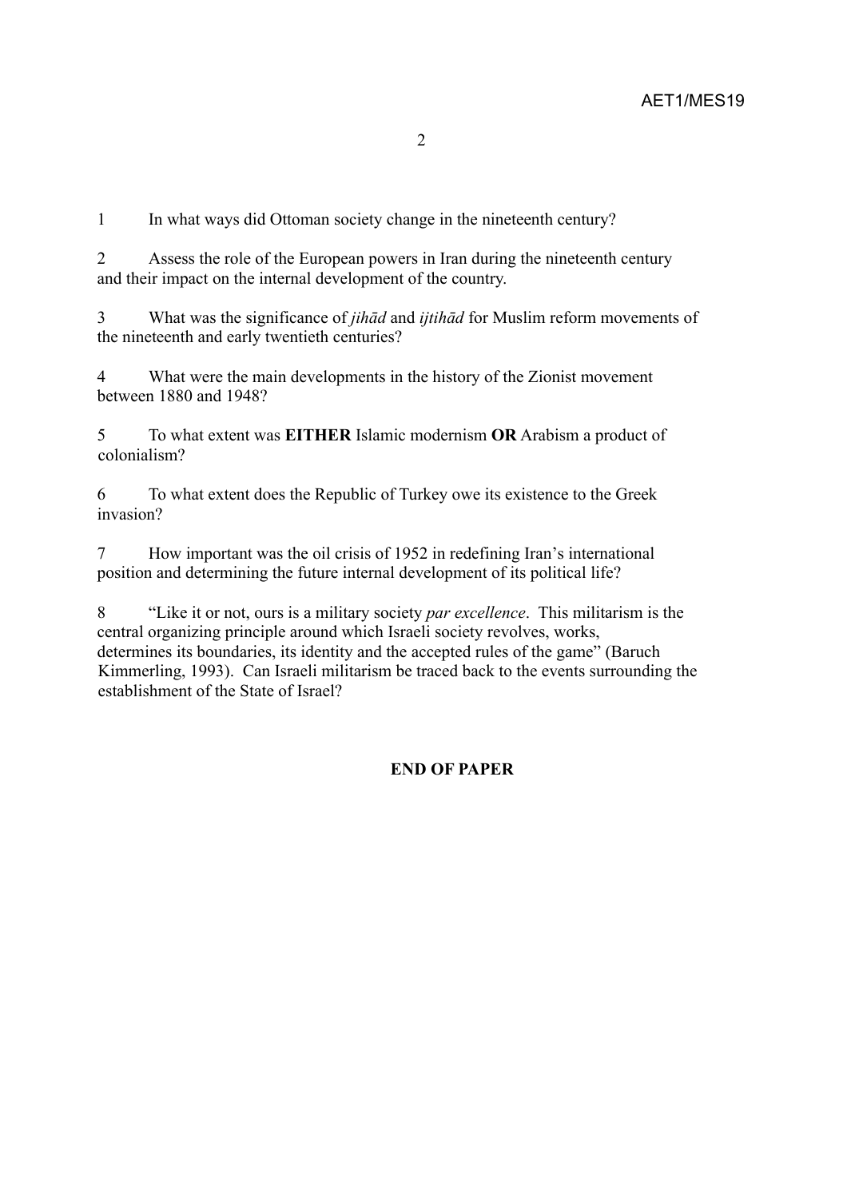1 In what ways did Ottoman society change in the nineteenth century?

2 Assess the role of the European powers in Iran during the nineteenth century and their impact on the internal development of the country.

3 What was the significance of *jihād* and *ijtihād* for Muslim reform movements of the nineteenth and early twentieth centuries?

4 What were the main developments in the history of the Zionist movement between 1880 and 1948?

5 To what extent was **EITHER** Islamic modernism **OR** Arabism a product of colonialism?

6 To what extent does the Republic of Turkey owe its existence to the Greek invasion?

7 How important was the oil crisis of 1952 in redefining Iran's international position and determining the future internal development of its political life?

8 "Like it or not, ours is a military society *par excellence*. This militarism is the central organizing principle around which Israeli society revolves, works, determines its boundaries, its identity and the accepted rules of the game" (Baruch Kimmerling, 1993). Can Israeli militarism be traced back to the events surrounding the establishment of the State of Israel?

**END OF PAPER**